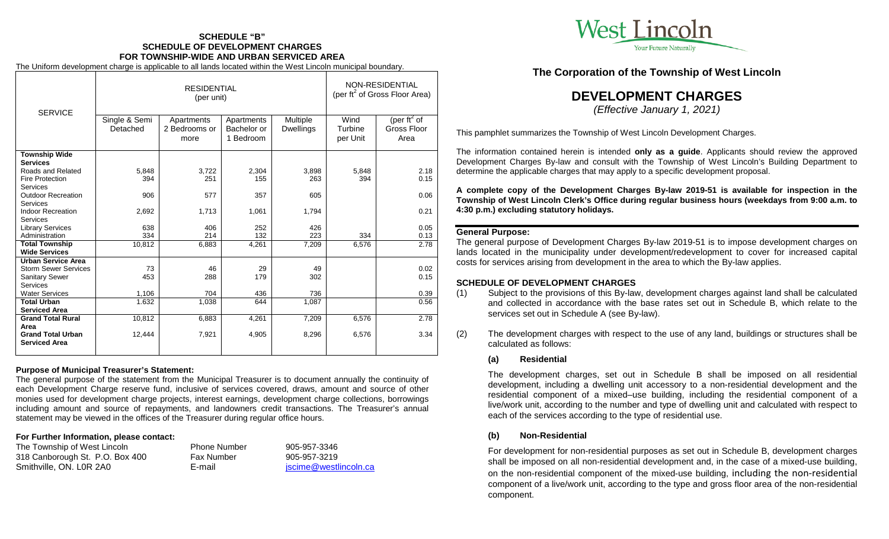**SCHEDULE "B"**
**SCHEDULE OF DEVELOPMENT CHARGES**
**FOR TOWNSHIP-WIDE AND URBAN SERVICED AREA**

The Uniform development charge is applicable to all lands located within the West Lincoln municipal boundary.

| SERVICE | RESIDENTIAL (per unit) | | | | NON-RESIDENTIAL (per ft$^2$ of Gross Floor Area) | |
|---|---|---|---|---|---|---|
| | Single & Semi Detached | Apartments 2 Bedrooms or more | Apartments Bachelor or 1 Bedroom | Multiple Dwellings | Wind Turbine per Unit | (per ft$^2$ of Gross Floor Area |
| **Township Wide Services** | | | | | | |
| Roads and Related | 5,848 | 3,722 | 2,304 | 3,898 | 5,848 | 2.18 |
| Fire Protection Services | 394 | 251 | 155 | 263 | 394 | 0.15 |
| Outdoor Recreation Services | 906 | 577 | 357 | 605 | | 0.06 |
| Indoor Recreation Services | 2,692 | 1,713 | 1,061 | 1,794 | | 0.21 |
| Library Services | 638 | 406 | 252 | 426 | | 0.05 |
| Administration | 334 | 214 | 132 | 223 | 334 | 0.13 |
| **Total Township Wide Services** | 10,812 | 6,883 | 4,261 | 7,209 | 6,576 | 2.78 |
| **Urban Service Area** | | | | | | |
| Storm Sewer Services | 73 | 46 | 29 | 49 | | 0.02 |
| Sanitary Sewer Services | 453 | 288 | 179 | 302 | | 0.15 |
| Water Services | 1,106 | 704 | 436 | 736 | | 0.39 |
| **Total Urban Serviced Area** | 1.632 | 1,038 | 644 | 1,087 | | 0.56 |
| **Grand Total Rural Area** | 10,812 | 6,883 | 4,261 | 7,209 | 6,576 | 2.78 |
| **Grand Total Urban Serviced Area** | 12,444 | 7,921 | 4,905 | 8,296 | 6,576 | 3.34 |

**Purpose of Municipal Treasurer's Statement:**

The general purpose of the statement from the Municipal Treasurer is to document annually the continuity of each Development Charge reserve fund, inclusive of services covered, draws, amount and source of other monies used for development charge projects, interest earnings, development charge collections, borrowings including amount and source of repayments, and landowners credit transactions. The Treasurer's annual statement may be viewed in the offices of the Treasurer during regular office hours.

**For Further Information, please contact:**

| | | |
|---|---|---|
| The Township of West Lincoln | Phone Number | 905-957-3346 |
| 318 Canborough St. P.O. Box 400 | Fax Number | 905-957-3219 |
| Smithville, ON. L0R 2A0 | E-mail | jscime@westlincoln.ca |

West Lincoln
Your Future Naturally

## The Corporation of the Township of West Lincoln

# DEVELOPMENT CHARGES

*(Effective January 1, 2021)*

This pamphlet summarizes the Township of West Lincoln Development Charges.

The information contained herein is intended **only as a guide**. Applicants should review the approved Development Charges By-law and consult with the Township of West Lincoln's Building Department to determine the applicable charges that may apply to a specific development proposal.

**A complete copy of the Development Charges By-law 2019-51 is available for inspection in the Township of West Lincoln Clerk's Office during regular business hours (weekdays from 9:00 a.m. to 4:30 p.m.) excluding statutory holidays.**

**General Purpose:**

The general purpose of Development Charges By-law 2019-51 is to impose development charges on lands located in the municipality under development/redevelopment to cover for increased capital costs for services arising from development in the area to which the By-law applies.

**SCHEDULE OF DEVELOPMENT CHARGES**

(1) Subject to the provisions of this By-law, development charges against land shall be calculated and collected in accordance with the base rates set out in Schedule B, which relate to the services set out in Schedule A (see By-law).

(2) The development charges with respect to the use of any land, buildings or structures shall be calculated as follows:

**(a) Residential**

The development charges, set out in Schedule B shall be imposed on all residential development, including a dwelling unit accessory to a non-residential development and the residential component of a mixed–use building, including the residential component of a live/work unit, according to the number and type of dwelling unit and calculated with respect to each of the services according to the type of residential use.

**(b) Non-Residential**

For development for non-residential purposes as set out in Schedule B, development charges shall be imposed on all non-residential development and, in the case of a mixed-use building, on the non-residential component of the mixed-use building, including the non-residential component of a live/work unit, according to the type and gross floor area of the non-residential component.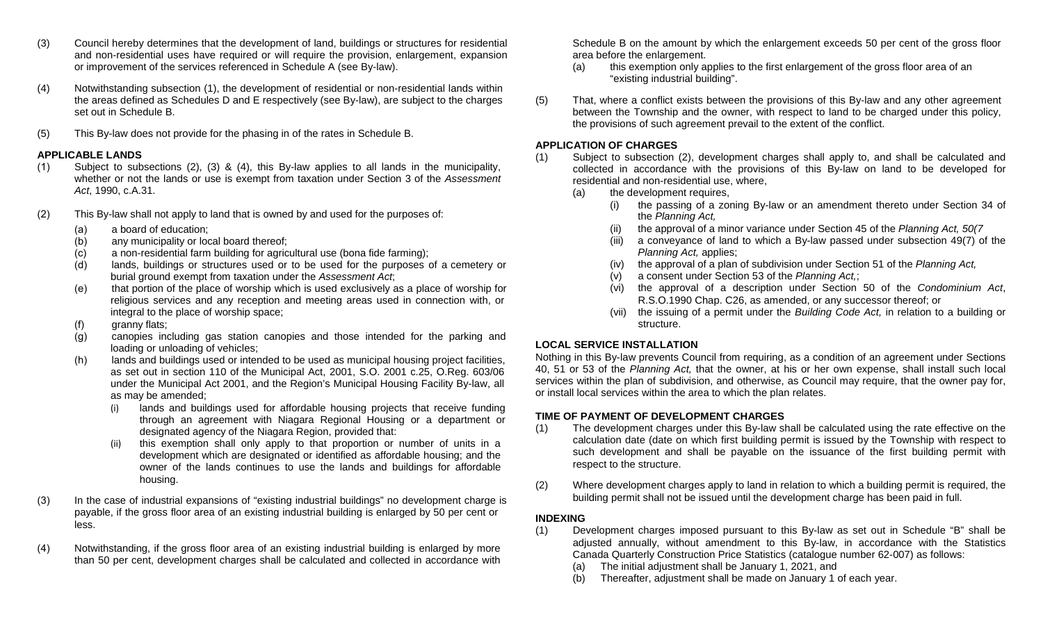(3) Council hereby determines that the development of land, buildings or structures for residential and non-residential uses have required or will require the provision, enlargement, expansion or improvement of the services referenced in Schedule A (see By-law).

(4) Notwithstanding subsection (1), the development of residential or non-residential lands within the areas defined as Schedules D and E respectively (see By-law), are subject to the charges set out in Schedule B.

(5) This By-law does not provide for the phasing in of the rates in Schedule B.

**APPLICABLE LANDS**

(1) Subject to subsections (2), (3) & (4), this By-law applies to all lands in the municipality, whether or not the lands or use is exempt from taxation under Section 3 of the *Assessment Act*, 1990, c.A.31.

(2) This By-law shall not apply to land that is owned by and used for the purposes of:

(a) a board of education;
(b) any municipality or local board thereof;
(c) a non-residential farm building for agricultural use (bona fide farming);
(d) lands, buildings or structures used or to be used for the purposes of a cemetery or burial ground exempt from taxation under the *Assessment Act*;
(e) that portion of the place of worship which is used exclusively as a place of worship for religious services and any reception and meeting areas used in connection with, or integral to the place of worship space;
(f) granny flats;
(g) canopies including gas station canopies and those intended for the parking and loading or unloading of vehicles;
(h) lands and buildings used or intended to be used as municipal housing project facilities, as set out in section 110 of the Municipal Act, 2001, S.O. 2001 c.25, O.Reg. 603/06 under the Municipal Act 2001, and the Region's Municipal Housing Facility By-law, all as may be amended;
  (i) lands and buildings used for affordable housing projects that receive funding through an agreement with Niagara Regional Housing or a department or designated agency of the Niagara Region, provided that:
  (ii) this exemption shall only apply to that proportion or number of units in a development which are designated or identified as affordable housing; and the owner of the lands continues to use the lands and buildings for affordable housing.

(3) In the case of industrial expansions of "existing industrial buildings" no development charge is payable, if the gross floor area of an existing industrial building is enlarged by 50 per cent or less.

(4) Notwithstanding, if the gross floor area of an existing industrial building is enlarged by more than 50 per cent, development charges shall be calculated and collected in accordance with Schedule B on the amount by which the enlargement exceeds 50 per cent of the gross floor area before the enlargement.
  (a) this exemption only applies to the first enlargement of the gross floor area of an "existing industrial building".

(5) That, where a conflict exists between the provisions of this By-law and any other agreement between the Township and the owner, with respect to land to be charged under this policy, the provisions of such agreement prevail to the extent of the conflict.

**APPLICATION OF CHARGES**

(1) Subject to subsection (2), development charges shall apply to, and shall be calculated and collected in accordance with the provisions of this By-law on land to be developed for residential and non-residential use, where,
  (a) the development requires,
    (i) the passing of a zoning By-law or an amendment thereto under Section 34 of the *Planning Act,*
    (ii) the approval of a minor variance under Section 45 of the *Planning Act, 50(7*
    (iii) a conveyance of land to which a By-law passed under subsection 49(7) of the *Planning Act,* applies;
    (iv) the approval of a plan of subdivision under Section 51 of the *Planning Act,*
    (v) a consent under Section 53 of the *Planning Act,*;
    (vi) the approval of a description under Section 50 of the *Condominium Act*, R.S.O.1990 Chap. C26, as amended, or any successor thereof; or
    (vii) the issuing of a permit under the *Building Code Act,* in relation to a building or structure.

**LOCAL SERVICE INSTALLATION**

Nothing in this By-law prevents Council from requiring, as a condition of an agreement under Sections 40, 51 or 53 of the *Planning Act,* that the owner, at his or her own expense, shall install such local services within the plan of subdivision, and otherwise, as Council may require, that the owner pay for, or install local services within the area to which the plan relates.

**TIME OF PAYMENT OF DEVELOPMENT CHARGES**

(1) The development charges under this By-law shall be calculated using the rate effective on the calculation date (date on which first building permit is issued by the Township with respect to such development and shall be payable on the issuance of the first building permit with respect to the structure.

(2) Where development charges apply to land in relation to which a building permit is required, the building permit shall not be issued until the development charge has been paid in full.

**INDEXING**

(1) Development charges imposed pursuant to this By-law as set out in Schedule "B" shall be adjusted annually, without amendment to this By-law, in accordance with the Statistics Canada Quarterly Construction Price Statistics (catalogue number 62-007) as follows:
  (a) The initial adjustment shall be January 1, 2021, and
  (b) Thereafter, adjustment shall be made on January 1 of each year.